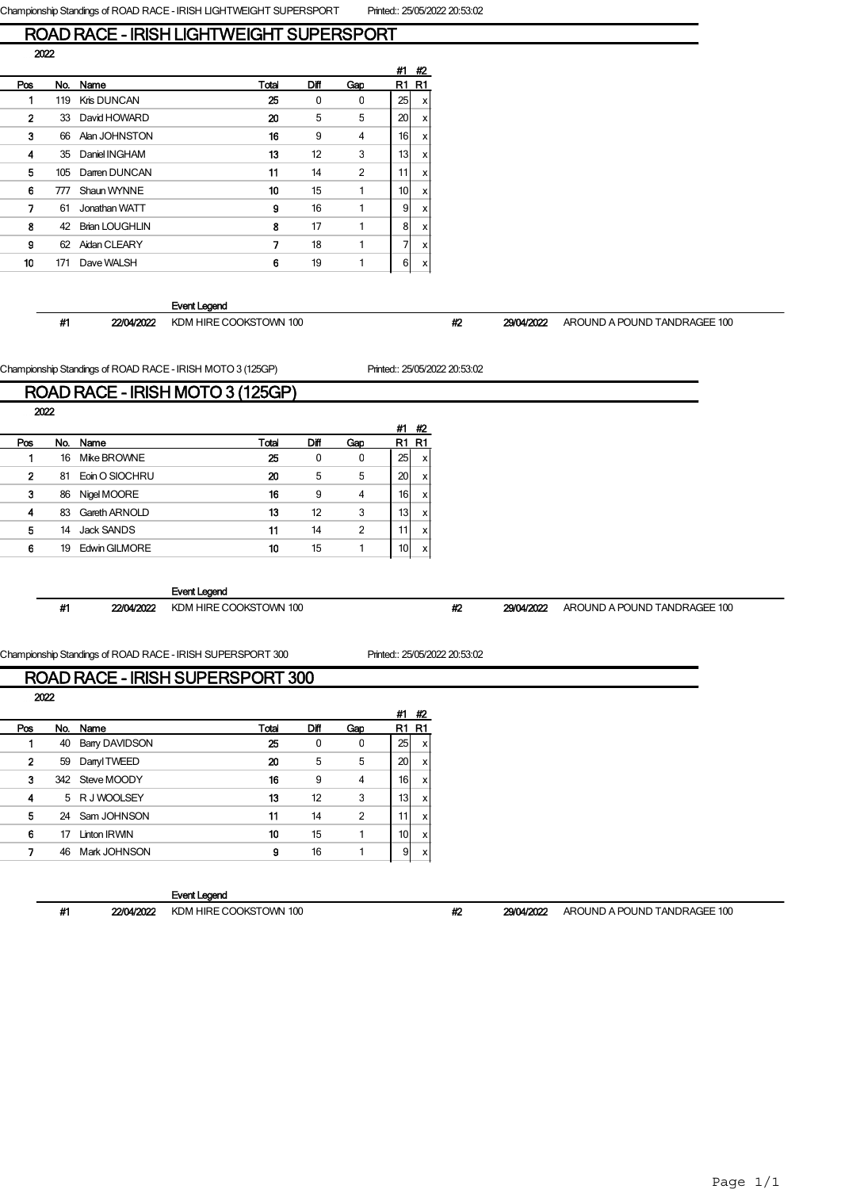Championship Standings of ROAD RACE - IRISH LIGHTWEIGHT SUPERSPORT Printed:: 25/05/2022 20:53:02

## ROAD RACE - IRISH LIGHTWEIGHT SUPERSPORT

2022

| Pos | No. | Name | Total | Diff | Gap | #1 R1 | #2 R1 |
|---|---|---|---|---|---|---|---|
| 1 | 119 | Kris DUNCAN | 25 | 0 | 0 | 25 | x |
| 2 | 33 | David HOWARD | 20 | 5 | 5 | 20 | x |
| 3 | 66 | Alan JOHNSTON | 16 | 9 | 4 | 16 | x |
| 4 | 35 | Daniel INGHAM | 13 | 12 | 3 | 13 | x |
| 5 | 105 | Darren DUNCAN | 11 | 14 | 2 | 11 | x |
| 6 | 777 | Shaun WYNNE | 10 | 15 | 1 | 10 | x |
| 7 | 61 | Jonathan WATT | 9 | 16 | 1 | 9 | x |
| 8 | 42 | Brian LOUGHLIN | 8 | 17 | 1 | 8 | x |
| 9 | 62 | Aidan CLEARY | 7 | 18 | 1 | 7 | x |
| 10 | 171 | Dave WALSH | 6 | 19 | 1 | 6 | x |

Event Legend

| # | Date | Event | # | Date | Event |
|---|---|---|---|---|---|
| #1 | 22/04/2022 | KDM HIRE COOKSTOWN 100 | #2 | 29/04/2022 | AROUND A POUND TANDRAGEE 100 |

Championship Standings of ROAD RACE - IRISH MOTO 3 (125GP) Printed:: 25/05/2022 20:53:02

## ROAD RACE - IRISH MOTO 3 (125GP)

2022

| Pos | No. | Name | Total | Diff | Gap | #1 R1 | #2 R1 |
|---|---|---|---|---|---|---|---|
| 1 | 16 | Mike BROWNE | 25 | 0 | 0 | 25 | x |
| 2 | 81 | Eoin O SIOCHRU | 20 | 5 | 5 | 20 | x |
| 3 | 86 | Nigel MOORE | 16 | 9 | 4 | 16 | x |
| 4 | 83 | Gareth ARNOLD | 13 | 12 | 3 | 13 | x |
| 5 | 14 | Jack SANDS | 11 | 14 | 2 | 11 | x |
| 6 | 19 | Edwin GILMORE | 10 | 15 | 1 | 10 | x |

Event Legend

| # | Date | Event | # | Date | Event |
|---|---|---|---|---|---|
| #1 | 22/04/2022 | KDM HIRE COOKSTOWN 100 | #2 | 29/04/2022 | AROUND A POUND TANDRAGEE 100 |

Championship Standings of ROAD RACE - IRISH SUPERSPORT 300 Printed:: 25/05/2022 20:53:02

## ROAD RACE - IRISH SUPERSPORT 300

2022

| Pos | No. | Name | Total | Diff | Gap | #1 R1 | #2 R1 |
|---|---|---|---|---|---|---|---|
| 1 | 40 | Barry DAVIDSON | 25 | 0 | 0 | 25 | x |
| 2 | 59 | Darryl TWEED | 20 | 5 | 5 | 20 | x |
| 3 | 342 | Steve MOODY | 16 | 9 | 4 | 16 | x |
| 4 | 5 | R J WOOLSEY | 13 | 12 | 3 | 13 | x |
| 5 | 24 | Sam JOHNSON | 11 | 14 | 2 | 11 | x |
| 6 | 17 | Linton IRWIN | 10 | 15 | 1 | 10 | x |
| 7 | 46 | Mark JOHNSON | 9 | 16 | 1 | 9 | x |

Event Legend

| # | Date | Event | # | Date | Event |
|---|---|---|---|---|---|
| #1 | 22/04/2022 | KDM HIRE COOKSTOWN 100 | #2 | 29/04/2022 | AROUND A POUND TANDRAGEE 100 |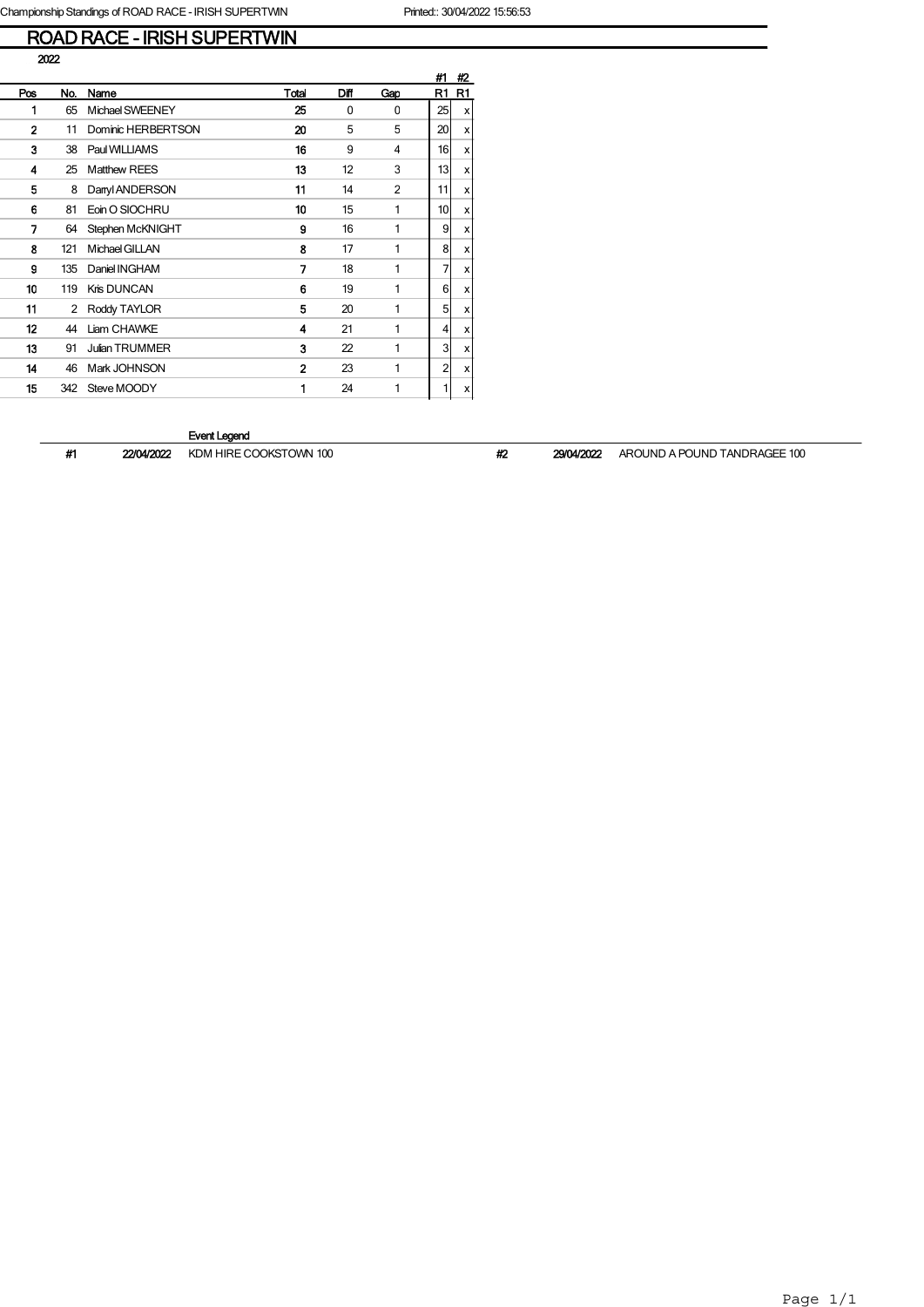# ROAD RACE - IRISH SUPERTWIN

2022

| Pos | No. | Name | Total | Diff | Gap | #1 R1 | #2 R1 |
|---|---|---|---|---|---|---|---|
| 1 | 65 | Michael SWEENEY | 25 | 0 | 0 | 25 | x |
| 2 | 11 | Dominic HERBERTSON | 20 | 5 | 5 | 20 | x |
| 3 | 38 | Paul WILLIAMS | 16 | 9 | 4 | 16 | x |
| 4 | 25 | Matthew REES | 13 | 12 | 3 | 13 | x |
| 5 | 8 | Darryl ANDERSON | 11 | 14 | 2 | 11 | x |
| 6 | 81 | Eoin O SIOCHRU | 10 | 15 | 1 | 10 | x |
| 7 | 64 | Stephen McKNIGHT | 9 | 16 | 1 | 9 | x |
| 8 | 121 | Michael GILLAN | 8 | 17 | 1 | 8 | x |
| 9 | 135 | Daniel INGHAM | 7 | 18 | 1 | 7 | x |
| 10 | 119 | Kris DUNCAN | 6 | 19 | 1 | 6 | x |
| 11 | 2 | Roddy TAYLOR | 5 | 20 | 1 | 5 | x |
| 12 | 44 | Liam CHAWKE | 4 | 21 | 1 | 4 | x |
| 13 | 91 | Julian TRUMMER | 3 | 22 | 1 | 3 | x |
| 14 | 46 | Mark JOHNSON | 2 | 23 | 1 | 2 | x |
| 15 | 342 | Steve MOODY | 1 | 24 | 1 | 1 | x |

**Event Legend**

| # | Date | Event |
|---|---|---|
| #1 | 22/04/2022 | KDM HIRE COOKSTOWN 100 |
| #2 | 29/04/2022 | AROUND A POUND TANDRAGEE 100 |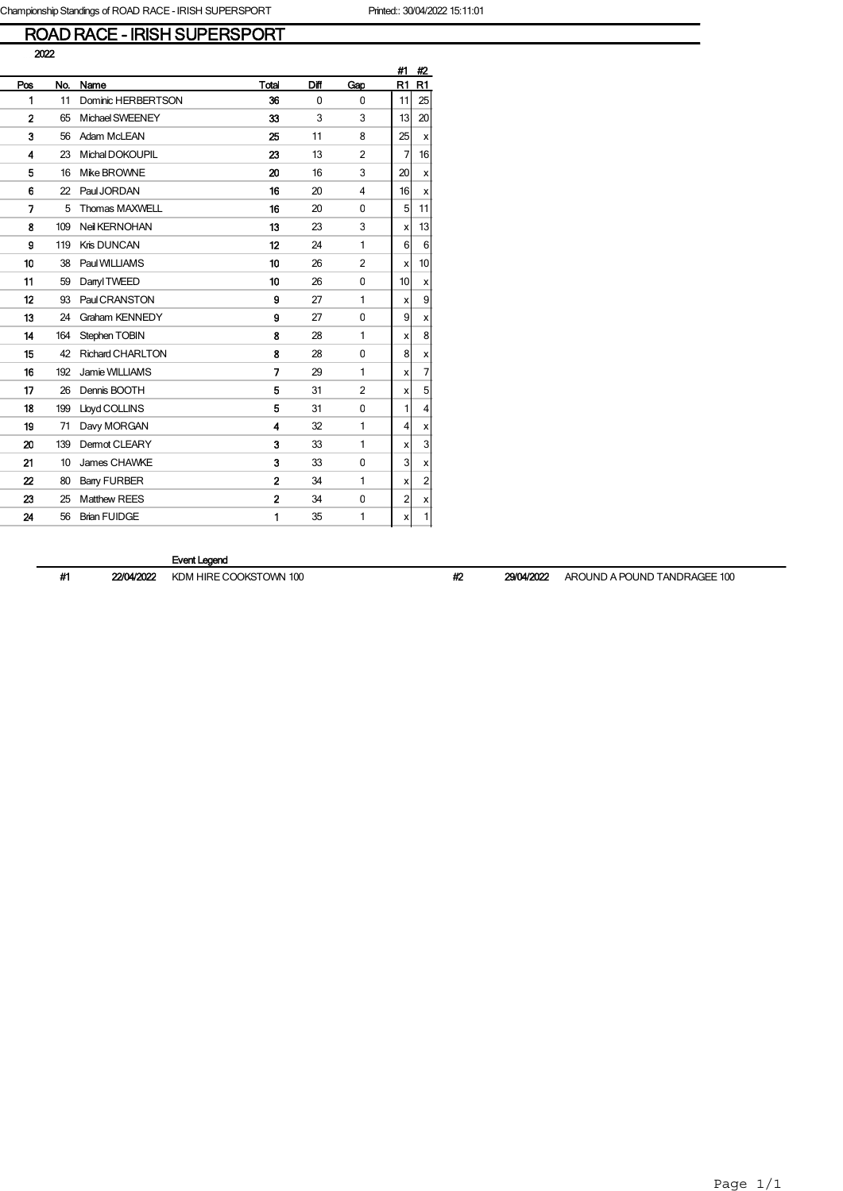Championship Standings of ROAD RACE - IRISH SUPERSPORT    Printed:: 30/04/2022 15:11:01

# ROAD RACE - IRISH SUPERSPORT

2022

| Pos | No. | Name | Total | Diff | Gap | #1 R1 | #2 R1 |
|---|---|---|---|---|---|---|---|
| 1 | 11 | Dominic HERBERTSON | 36 | 0 | 0 | 11 | 25 |
| 2 | 65 | Michael SWEENEY | 33 | 3 | 3 | 13 | 20 |
| 3 | 56 | Adam McLEAN | 25 | 11 | 8 | 25 | x |
| 4 | 23 | Michal DOKOUPIL | 23 | 13 | 2 | 7 | 16 |
| 5 | 16 | Mike BROWNE | 20 | 16 | 3 | 20 | x |
| 6 | 22 | Paul JORDAN | 16 | 20 | 4 | 16 | x |
| 7 | 5 | Thomas MAXWELL | 16 | 20 | 0 | 5 | 11 |
| 8 | 109 | Neil KERNOHAN | 13 | 23 | 3 | x | 13 |
| 9 | 119 | Kris DUNCAN | 12 | 24 | 1 | 6 | 6 |
| 10 | 38 | Paul WILLIAMS | 10 | 26 | 2 | x | 10 |
| 11 | 59 | Darryl TWEED | 10 | 26 | 0 | 10 | x |
| 12 | 93 | Paul CRANSTON | 9 | 27 | 1 | x | 9 |
| 13 | 24 | Graham KENNEDY | 9 | 27 | 0 | 9 | x |
| 14 | 164 | Stephen TOBIN | 8 | 28 | 1 | x | 8 |
| 15 | 42 | Richard CHARLTON | 8 | 28 | 0 | 8 | x |
| 16 | 192 | Jamie WILLIAMS | 7 | 29 | 1 | x | 7 |
| 17 | 26 | Dennis BOOTH | 5 | 31 | 2 | x | 5 |
| 18 | 199 | Lloyd COLLINS | 5 | 31 | 0 | 1 | 4 |
| 19 | 71 | Davy MORGAN | 4 | 32 | 1 | 4 | x |
| 20 | 139 | Dermot CLEARY | 3 | 33 | 1 | x | 3 |
| 21 | 10 | James CHAWKE | 3 | 33 | 0 | 3 | x |
| 22 | 80 | Barry FURBER | 2 | 34 | 1 | x | 2 |
| 23 | 25 | Matthew REES | 2 | 34 | 0 | 2 | x |
| 24 | 56 | Brian FUIDGE | 1 | 35 | 1 | x | 1 |

**Event Legend**

| # | Date | Event |
|---|---|---|
| #1 | 22/04/2022 | KDM HIRE COOKSTOWN 100 |
| #2 | 29/04/2022 | AROUND A POUND TANDRAGEE 100 |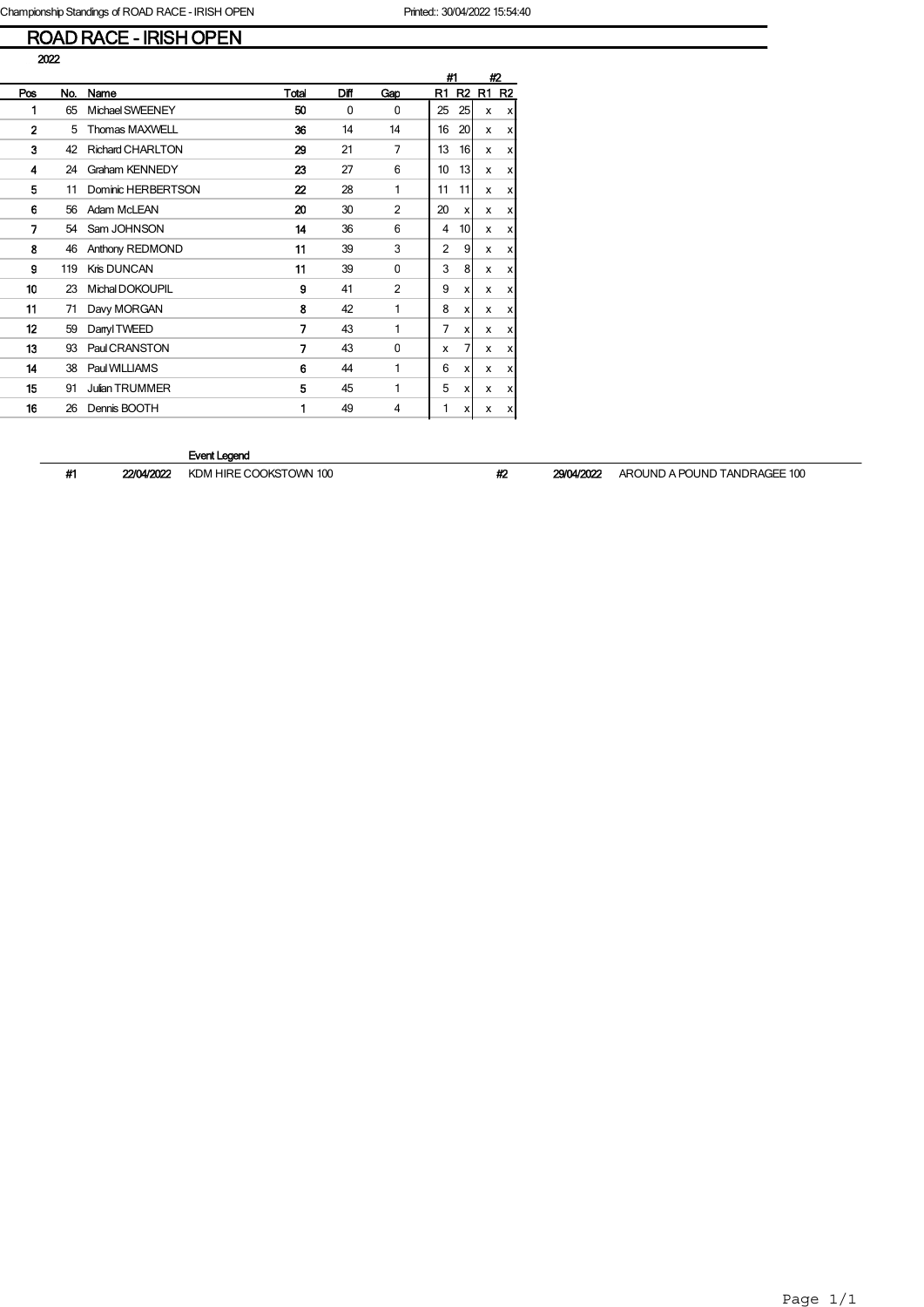# ROAD RACE - IRISH OPEN

2022

| Pos | No. | Name | Total | Diff | Gap | #1 R1 | #1 R2 | #2 R1 | #2 R2 |
|---|---|---|---|---|---|---|---|---|---|
| 1 | 65 | Michael SWEENEY | 50 | 0 | 0 | 25 | 25 | x | x |
| 2 | 5 | Thomas MAXWELL | 36 | 14 | 14 | 16 | 20 | x | x |
| 3 | 42 | Richard CHARLTON | 29 | 21 | 7 | 13 | 16 | x | x |
| 4 | 24 | Graham KENNEDY | 23 | 27 | 6 | 10 | 13 | x | x |
| 5 | 11 | Dominic HERBERTSON | 22 | 28 | 1 | 11 | 11 | x | x |
| 6 | 56 | Adam McLEAN | 20 | 30 | 2 | 20 | x | x | x |
| 7 | 54 | Sam JOHNSON | 14 | 36 | 6 | 4 | 10 | x | x |
| 8 | 46 | Anthony REDMOND | 11 | 39 | 3 | 2 | 9 | x | x |
| 9 | 119 | Kris DUNCAN | 11 | 39 | 0 | 3 | 8 | x | x |
| 10 | 23 | Michal DOKOUPIL | 9 | 41 | 2 | 9 | x | x | x |
| 11 | 71 | Davy MORGAN | 8 | 42 | 1 | 8 | x | x | x |
| 12 | 59 | Darryl TWEED | 7 | 43 | 1 | 7 | x | x | x |
| 13 | 93 | Paul CRANSTON | 7 | 43 | 0 | x | 7 | x | x |
| 14 | 38 | Paul WILLIAMS | 6 | 44 | 1 | 6 | x | x | x |
| 15 | 91 | Julian TRUMMER | 5 | 45 | 1 | 5 | x | x | x |
| 16 | 26 | Dennis BOOTH | 1 | 49 | 4 | 1 | x | x | x |

**Event Legend**

| # | Date | Event | # | Date | Event |
|---|---|---|---|---|---|
| #1 | 22/04/2022 | KDM HIRE COOKSTOWN 100 | #2 | 29/04/2022 | AROUND A POUND TANDRAGEE 100 |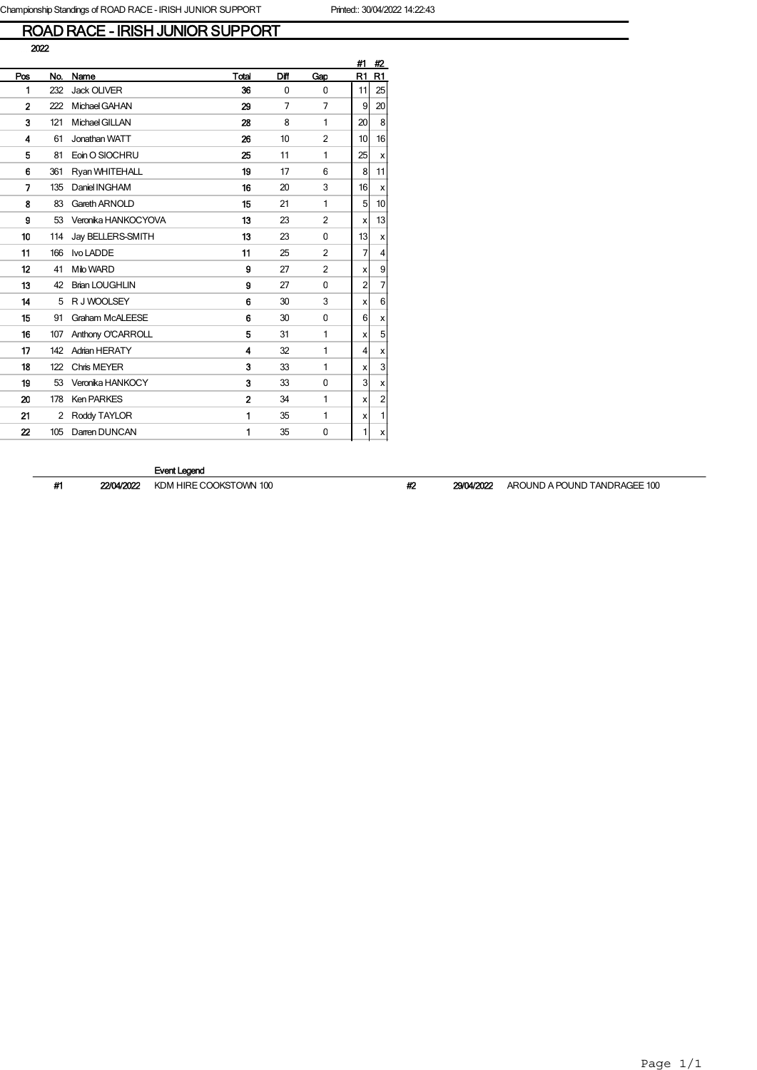Championship Standings of ROAD RACE - IRISH JUNIOR SUPPORT Printed:: 30/04/2022 14:22:43

# ROAD RACE - IRISH JUNIOR SUPPORT

2022

| Pos | No. | Name | Total | Diff | Gap | #1 R1 | #2 R1 |
|---|---|---|---|---|---|---|---|
| 1 | 232 | Jack OLIVER | 36 | 0 | 0 | 11 | 25 |
| 2 | 222 | Michael GAHAN | 29 | 7 | 7 | 9 | 20 |
| 3 | 121 | Michael GILLAN | 28 | 8 | 1 | 20 | 8 |
| 4 | 61 | Jonathan WATT | 26 | 10 | 2 | 10 | 16 |
| 5 | 81 | Eoin O SIOCHRU | 25 | 11 | 1 | 25 | x |
| 6 | 361 | Ryan WHITEHALL | 19 | 17 | 6 | 8 | 11 |
| 7 | 135 | Daniel INGHAM | 16 | 20 | 3 | 16 | x |
| 8 | 83 | Gareth ARNOLD | 15 | 21 | 1 | 5 | 10 |
| 9 | 53 | Veronika HANKOCYOVA | 13 | 23 | 2 | x | 13 |
| 10 | 114 | Jay BELLERS-SMITH | 13 | 23 | 0 | 13 | x |
| 11 | 166 | Ivo LADDE | 11 | 25 | 2 | 7 | 4 |
| 12 | 41 | Milo WARD | 9 | 27 | 2 | x | 9 |
| 13 | 42 | Brian LOUGHLIN | 9 | 27 | 0 | 2 | 7 |
| 14 | 5 | R J WOOLSEY | 6 | 30 | 3 | x | 6 |
| 15 | 91 | Graham McALEESE | 6 | 30 | 0 | 6 | x |
| 16 | 107 | Anthony O'CARROLL | 5 | 31 | 1 | x | 5 |
| 17 | 142 | Adrian HERATY | 4 | 32 | 1 | 4 | x |
| 18 | 122 | Chris MEYER | 3 | 33 | 1 | x | 3 |
| 19 | 53 | Veronika HANKOCY | 3 | 33 | 0 | 3 | x |
| 20 | 178 | Ken PARKES | 2 | 34 | 1 | x | 2 |
| 21 | 2 | Roddy TAYLOR | 1 | 35 | 1 | x | 1 |
| 22 | 105 | Darren DUNCAN | 1 | 35 | 0 | 1 | x |

**Event Legend**

| # | Date | Event |
|---|---|---|
| #1 | 22/04/2022 | KDM HIRE COOKSTOWN 100 |
| #2 | 29/04/2022 | AROUND A POUND TANDRAGEE 100 |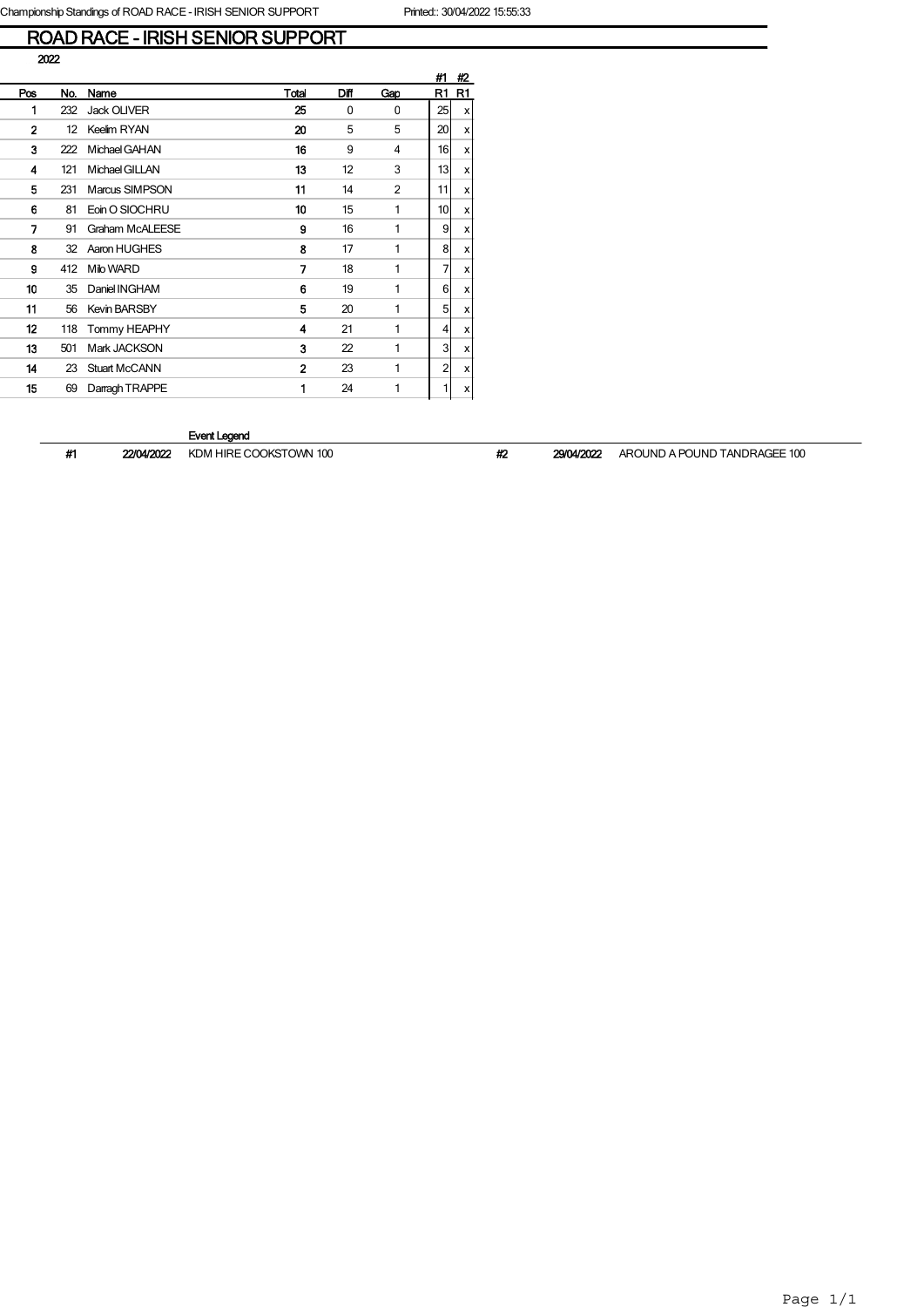# ROAD RACE - IRISH SENIOR SUPPORT

2022

| Pos | No. | Name | Total | Diff | Gap | #1 R1 | #2 R1 |
|---|---|---|---|---|---|---|---|
| 1 | 232 | Jack OLIVER | 25 | 0 | 0 | 25 | x |
| 2 | 12 | Keelim RYAN | 20 | 5 | 5 | 20 | x |
| 3 | 222 | Michael GAHAN | 16 | 9 | 4 | 16 | x |
| 4 | 121 | Michael GILLAN | 13 | 12 | 3 | 13 | x |
| 5 | 231 | Marcus SIMPSON | 11 | 14 | 2 | 11 | x |
| 6 | 81 | Eoin O SIOCHRU | 10 | 15 | 1 | 10 | x |
| 7 | 91 | Graham McALEESE | 9 | 16 | 1 | 9 | x |
| 8 | 32 | Aaron HUGHES | 8 | 17 | 1 | 8 | x |
| 9 | 412 | Milo WARD | 7 | 18 | 1 | 7 | x |
| 10 | 35 | Daniel INGHAM | 6 | 19 | 1 | 6 | x |
| 11 | 56 | Kevin BARSBY | 5 | 20 | 1 | 5 | x |
| 12 | 118 | Tommy HEAPHY | 4 | 21 | 1 | 4 | x |
| 13 | 501 | Mark JACKSON | 3 | 22 | 1 | 3 | x |
| 14 | 23 | Stuart McCANN | 2 | 23 | 1 | 2 | x |
| 15 | 69 | Darragh TRAPPE | 1 | 24 | 1 | 1 | x |

**Event Legend**

| # | Date | Event |
|---|---|---|
| #1 | 22/04/2022 | KDM HIRE COOKSTOWN 100 |
| #2 | 29/04/2022 | AROUND A POUND TANDRAGEE 100 |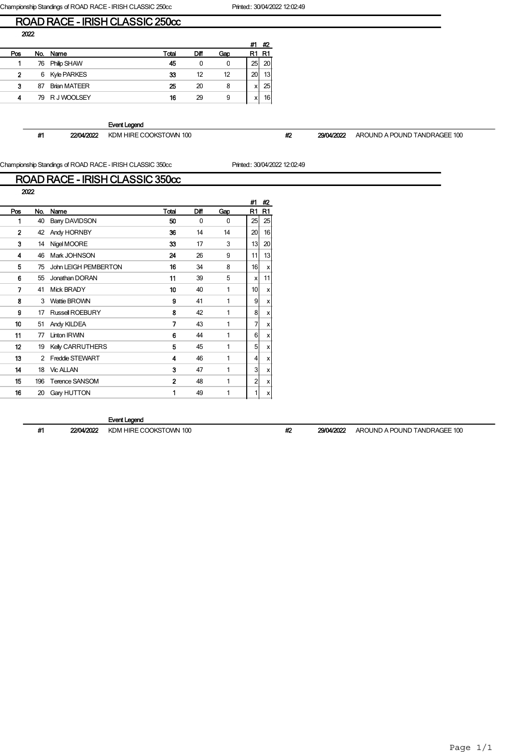# ROAD RACE - IRISH CLASSIC 250cc

2022

| Pos | No. | Name | Total | Diff | Gap | #1 R1 | #2 R1 |
|---|---|---|---|---|---|---|---|
| 1 | 76 | Philip SHAW | 45 | 0 | 0 | 25 | 20 |
| 2 | 6 | Kyle PARKES | 33 | 12 | 12 | 20 | 13 |
| 3 | 87 | Brian MATEER | 25 | 20 | 8 | x | 25 |
| 4 | 79 | R J WOOLSEY | 16 | 29 | 9 | x | 16 |

**Event Legend**

| # | Date | Event |
|---|---|---|
| #1 | 22/04/2022 | KDM HIRE COOKSTOWN 100 |
| #2 | 29/04/2022 | AROUND A POUND TANDRAGEE 100 |

# ROAD RACE - IRISH CLASSIC 350cc

2022

| Pos | No. | Name | Total | Diff | Gap | #1 R1 | #2 R1 |
|---|---|---|---|---|---|---|---|
| 1 | 40 | Barry DAVIDSON | 50 | 0 | 0 | 25 | 25 |
| 2 | 42 | Andy HORNBY | 36 | 14 | 14 | 20 | 16 |
| 3 | 14 | Nigel MOORE | 33 | 17 | 3 | 13 | 20 |
| 4 | 46 | Mark JOHNSON | 24 | 26 | 9 | 11 | 13 |
| 5 | 75 | John LEIGH PEMBERTON | 16 | 34 | 8 | 16 | x |
| 6 | 55 | Jonathan DORAN | 11 | 39 | 5 | x | 11 |
| 7 | 41 | Mick BRADY | 10 | 40 | 1 | 10 | x |
| 8 | 3 | Wattie BROWN | 9 | 41 | 1 | 9 | x |
| 9 | 17 | Russell ROEBURY | 8 | 42 | 1 | 8 | x |
| 10 | 51 | Andy KILDEA | 7 | 43 | 1 | 7 | x |
| 11 | 77 | Linton IRWIN | 6 | 44 | 1 | 6 | x |
| 12 | 19 | Kelly CARRUTHERS | 5 | 45 | 1 | 5 | x |
| 13 | 2 | Freddie STEWART | 4 | 46 | 1 | 4 | x |
| 14 | 18 | Vic ALLAN | 3 | 47 | 1 | 3 | x |
| 15 | 196 | Terence SANSOM | 2 | 48 | 1 | 2 | x |
| 16 | 20 | Gary HUTTON | 1 | 49 | 1 | 1 | x |

**Event Legend**

| # | Date | Event |
|---|---|---|
| #1 | 22/04/2022 | KDM HIRE COOKSTOWN 100 |
| #2 | 29/04/2022 | AROUND A POUND TANDRAGEE 100 |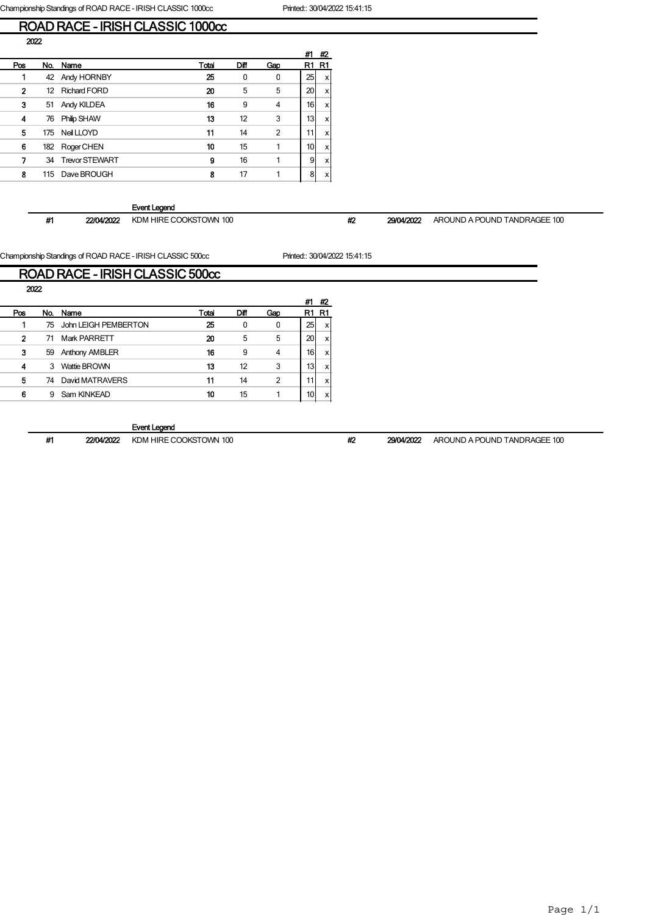Championship Standings of ROAD RACE - IRISH CLASSIC 1000cc    Printed:: 30/04/2022 15:41:15

## ROAD RACE - IRISH CLASSIC 1000cc

2022

| Pos | No. | Name | Total | Diff | Gap | #1 R1 | #2 R1 |
|---|---|---|---|---|---|---|---|
| 1 | 42 | Andy HORNBY | 25 | 0 | 0 | 25 | x |
| 2 | 12 | Richard FORD | 20 | 5 | 5 | 20 | x |
| 3 | 51 | Andy KILDEA | 16 | 9 | 4 | 16 | x |
| 4 | 76 | Philip SHAW | 13 | 12 | 3 | 13 | x |
| 5 | 175 | Neil LLOYD | 11 | 14 | 2 | 11 | x |
| 6 | 182 | Roger CHEN | 10 | 15 | 1 | 10 | x |
| 7 | 34 | Trevor STEWART | 9 | 16 | 1 | 9 | x |
| 8 | 115 | Dave BROUGH | 8 | 17 | 1 | 8 | x |

**Event Legend**

| | | | | | |
|---|---|---|---|---|---|
| #1 | 22/04/2022 | KDM HIRE COOKSTOWN 100 | #2 | 29/04/2022 | AROUND A POUND TANDRAGEE 100 |

Championship Standings of ROAD RACE - IRISH CLASSIC 500cc    Printed:: 30/04/2022 15:41:15

## ROAD RACE - IRISH CLASSIC 500cc

2022

| Pos | No. | Name | Total | Diff | Gap | #1 R1 | #2 R1 |
|---|---|---|---|---|---|---|---|
| 1 | 75 | John LEIGH PEMBERTON | 25 | 0 | 0 | 25 | x |
| 2 | 71 | Mark PARRETT | 20 | 5 | 5 | 20 | x |
| 3 | 59 | Anthony AMBLER | 16 | 9 | 4 | 16 | x |
| 4 | 3 | Wattie BROWN | 13 | 12 | 3 | 13 | x |
| 5 | 74 | David MATRAVERS | 11 | 14 | 2 | 11 | x |
| 6 | 9 | Sam KINKEAD | 10 | 15 | 1 | 10 | x |

**Event Legend**

| | | | | | |
|---|---|---|---|---|---|
| #1 | 22/04/2022 | KDM HIRE COOKSTOWN 100 | #2 | 29/04/2022 | AROUND A POUND TANDRAGEE 100 |